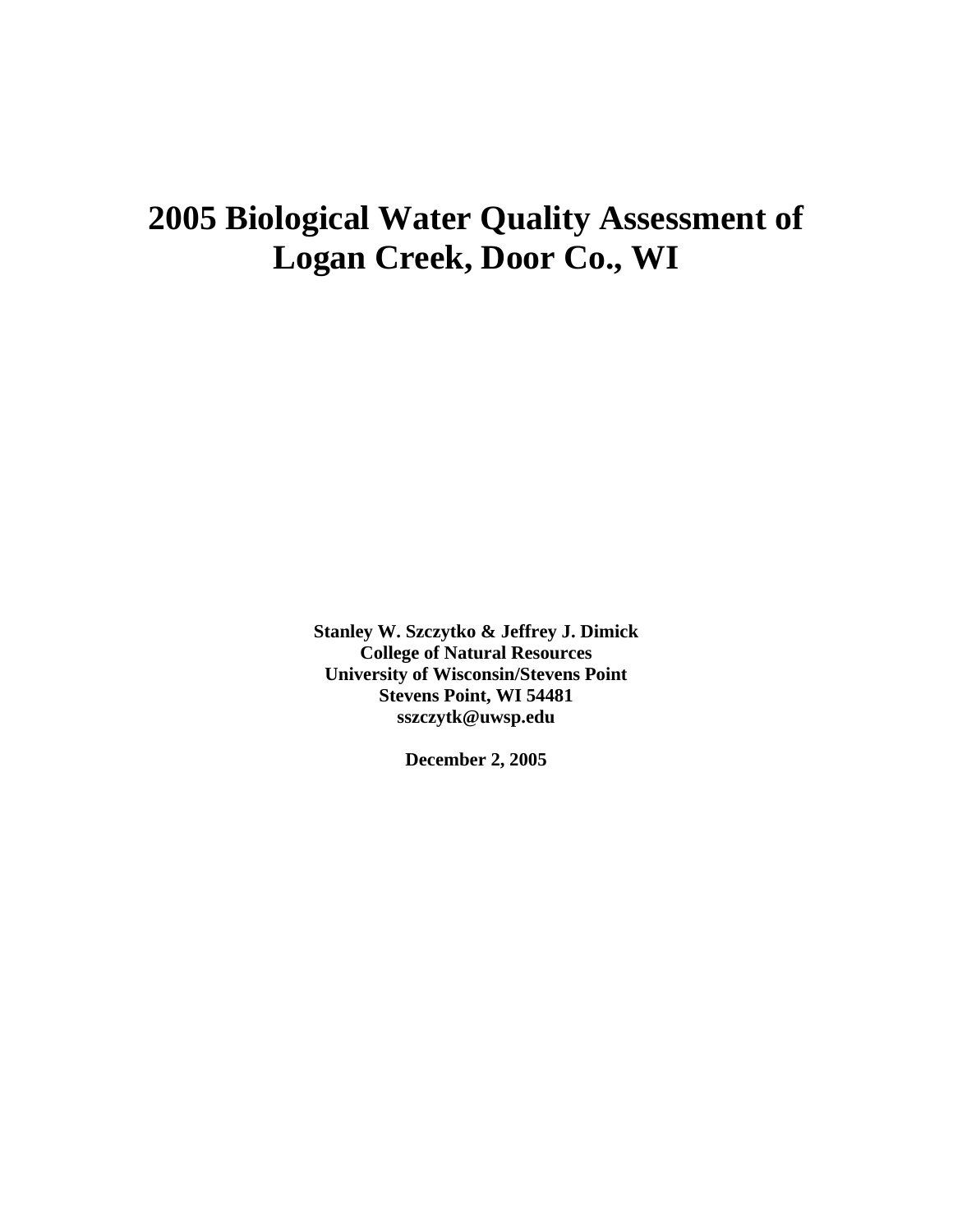# 2005 Biological Water Quality Assessment of Logan Creek, Door Co., WI

**Stanley W. Szczytko & Jeffrey J. Dimick**
**College of Natural Resources**
**University of Wisconsin/Stevens Point**
**Stevens Point, WI 54481**
**sszczytk@uwsp.edu**

**December 2, 2005**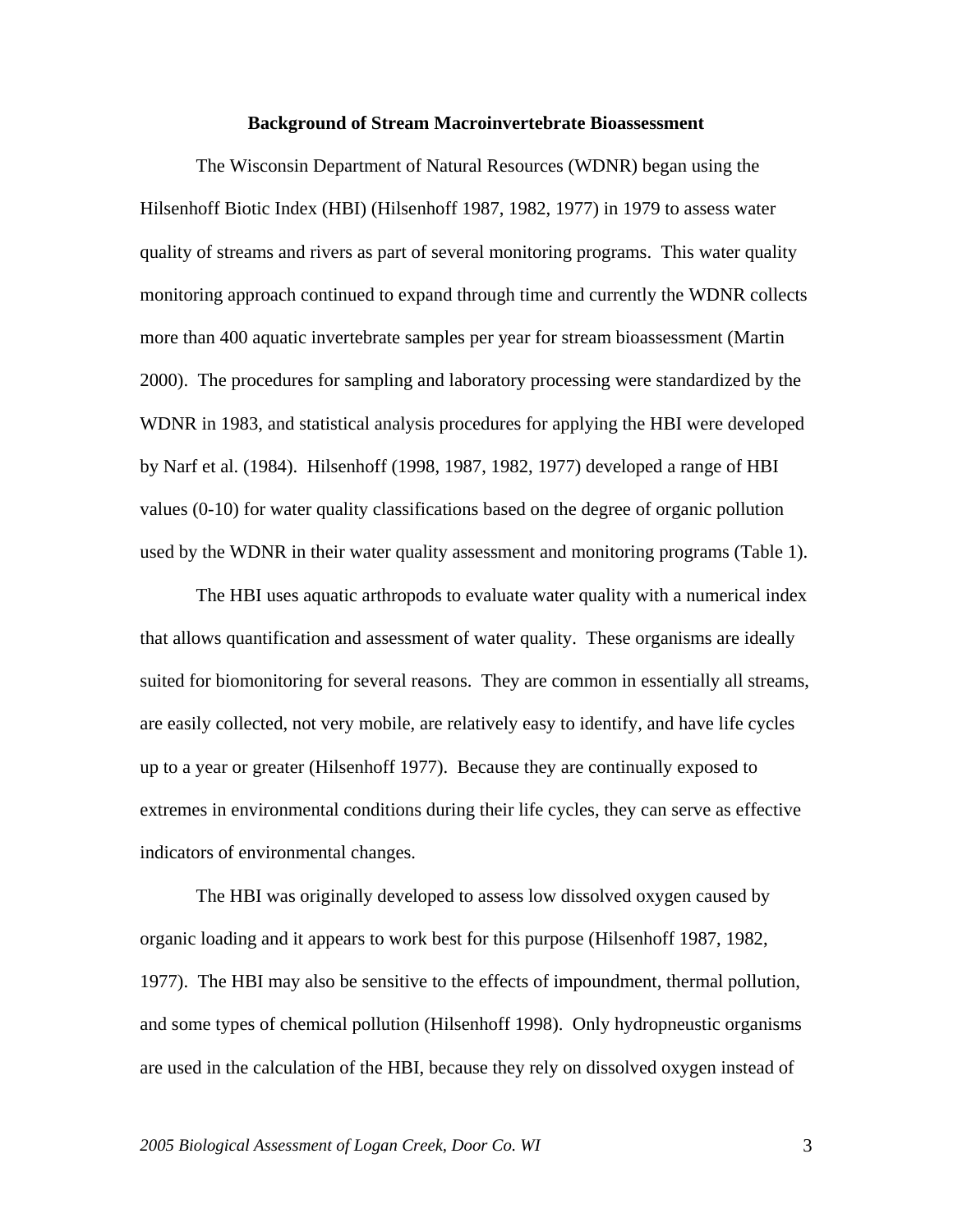## Background of Stream Macroinvertebrate Bioassessment

The Wisconsin Department of Natural Resources (WDNR) began using the Hilsenhoff Biotic Index (HBI) (Hilsenhoff 1987, 1982, 1977) in 1979 to assess water quality of streams and rivers as part of several monitoring programs. This water quality monitoring approach continued to expand through time and currently the WDNR collects more than 400 aquatic invertebrate samples per year for stream bioassessment (Martin 2000). The procedures for sampling and laboratory processing were standardized by the WDNR in 1983, and statistical analysis procedures for applying the HBI were developed by Narf et al. (1984). Hilsenhoff (1998, 1987, 1982, 1977) developed a range of HBI values (0-10) for water quality classifications based on the degree of organic pollution used by the WDNR in their water quality assessment and monitoring programs (Table 1).

The HBI uses aquatic arthropods to evaluate water quality with a numerical index that allows quantification and assessment of water quality. These organisms are ideally suited for biomonitoring for several reasons. They are common in essentially all streams, are easily collected, not very mobile, are relatively easy to identify, and have life cycles up to a year or greater (Hilsenhoff 1977). Because they are continually exposed to extremes in environmental conditions during their life cycles, they can serve as effective indicators of environmental changes.

The HBI was originally developed to assess low dissolved oxygen caused by organic loading and it appears to work best for this purpose (Hilsenhoff 1987, 1982, 1977). The HBI may also be sensitive to the effects of impoundment, thermal pollution, and some types of chemical pollution (Hilsenhoff 1998). Only hydropneustic organisms are used in the calculation of the HBI, because they rely on dissolved oxygen instead of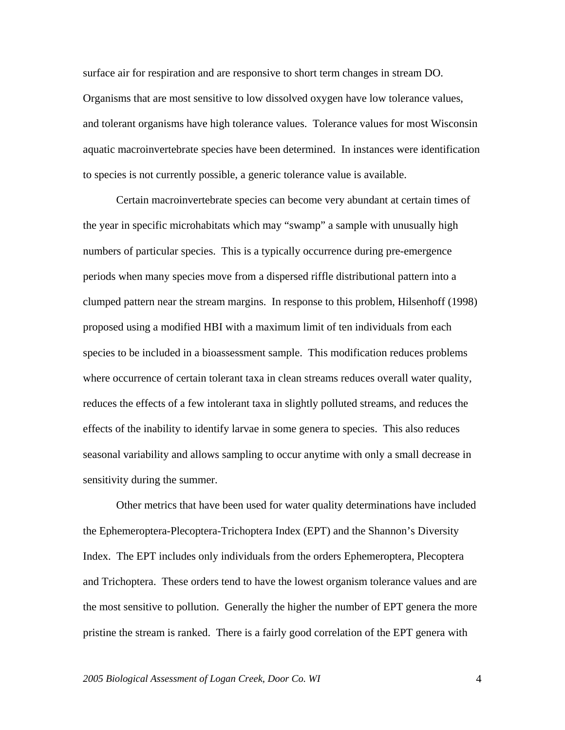surface air for respiration and are responsive to short term changes in stream DO. Organisms that are most sensitive to low dissolved oxygen have low tolerance values, and tolerant organisms have high tolerance values. Tolerance values for most Wisconsin aquatic macroinvertebrate species have been determined. In instances were identification to species is not currently possible, a generic tolerance value is available.

Certain macroinvertebrate species can become very abundant at certain times of the year in specific microhabitats which may "swamp" a sample with unusually high numbers of particular species. This is a typically occurrence during pre-emergence periods when many species move from a dispersed riffle distributional pattern into a clumped pattern near the stream margins. In response to this problem, Hilsenhoff (1998) proposed using a modified HBI with a maximum limit of ten individuals from each species to be included in a bioassessment sample. This modification reduces problems where occurrence of certain tolerant taxa in clean streams reduces overall water quality, reduces the effects of a few intolerant taxa in slightly polluted streams, and reduces the effects of the inability to identify larvae in some genera to species. This also reduces seasonal variability and allows sampling to occur anytime with only a small decrease in sensitivity during the summer.

Other metrics that have been used for water quality determinations have included the Ephemeroptera-Plecoptera-Trichoptera Index (EPT) and the Shannon's Diversity Index. The EPT includes only individuals from the orders Ephemeroptera, Plecoptera and Trichoptera. These orders tend to have the lowest organism tolerance values and are the most sensitive to pollution. Generally the higher the number of EPT genera the more pristine the stream is ranked. There is a fairly good correlation of the EPT genera with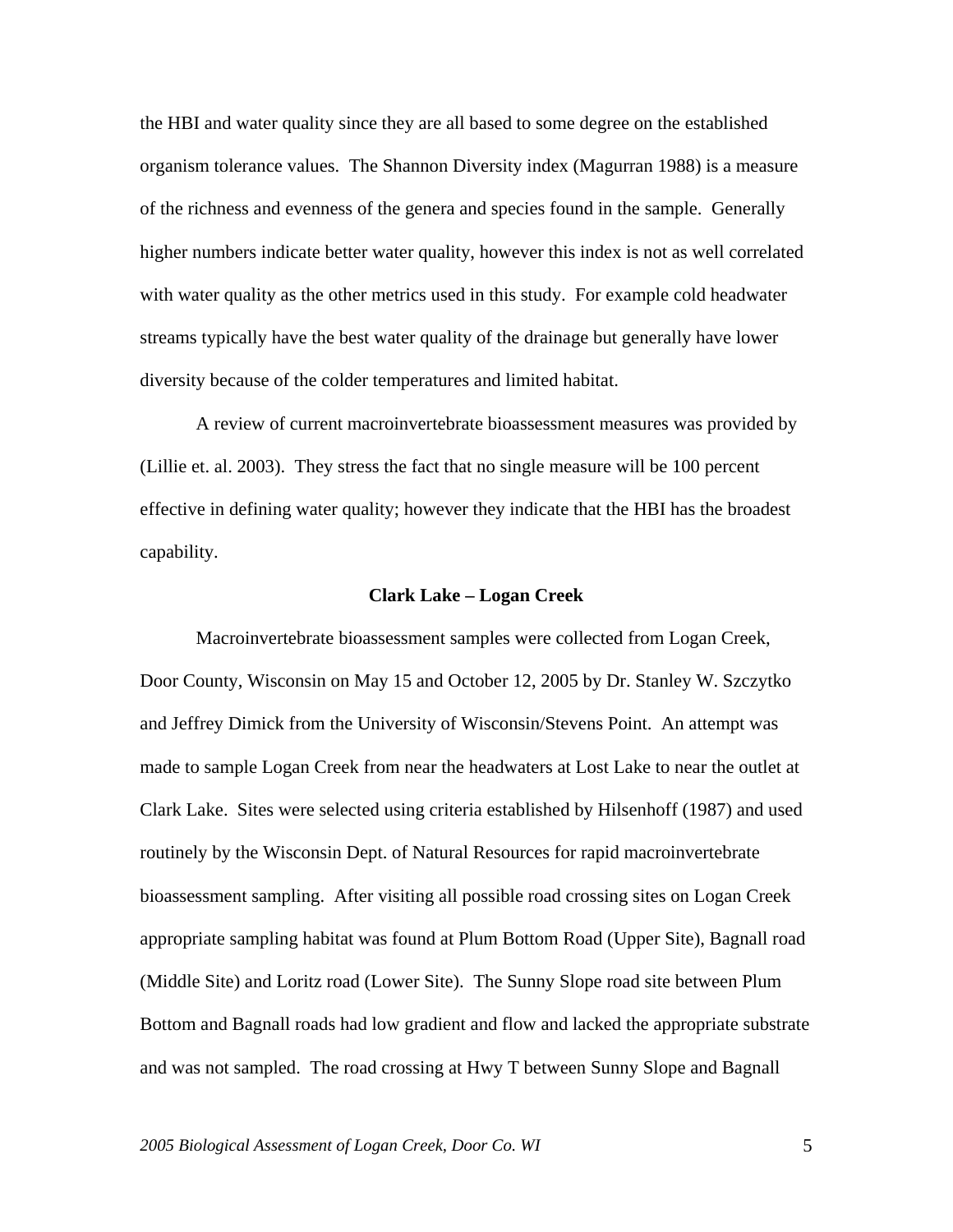the HBI and water quality since they are all based to some degree on the established organism tolerance values. The Shannon Diversity index (Magurran 1988) is a measure of the richness and evenness of the genera and species found in the sample. Generally higher numbers indicate better water quality, however this index is not as well correlated with water quality as the other metrics used in this study. For example cold headwater streams typically have the best water quality of the drainage but generally have lower diversity because of the colder temperatures and limited habitat.

A review of current macroinvertebrate bioassessment measures was provided by (Lillie et. al. 2003). They stress the fact that no single measure will be 100 percent effective in defining water quality; however they indicate that the HBI has the broadest capability.

## Clark Lake – Logan Creek

Macroinvertebrate bioassessment samples were collected from Logan Creek, Door County, Wisconsin on May 15 and October 12, 2005 by Dr. Stanley W. Szczytko and Jeffrey Dimick from the University of Wisconsin/Stevens Point. An attempt was made to sample Logan Creek from near the headwaters at Lost Lake to near the outlet at Clark Lake. Sites were selected using criteria established by Hilsenhoff (1987) and used routinely by the Wisconsin Dept. of Natural Resources for rapid macroinvertebrate bioassessment sampling. After visiting all possible road crossing sites on Logan Creek appropriate sampling habitat was found at Plum Bottom Road (Upper Site), Bagnall road (Middle Site) and Loritz road (Lower Site). The Sunny Slope road site between Plum Bottom and Bagnall roads had low gradient and flow and lacked the appropriate substrate and was not sampled. The road crossing at Hwy T between Sunny Slope and Bagnall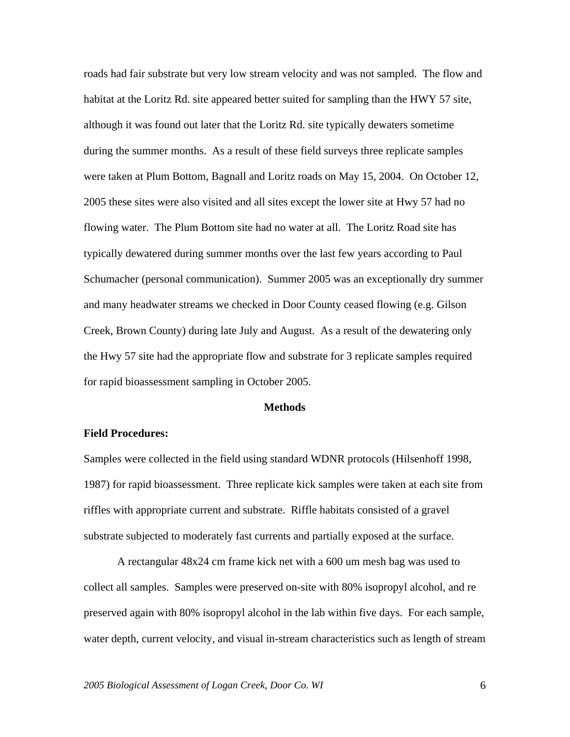roads had fair substrate but very low stream velocity and was not sampled. The flow and habitat at the Loritz Rd. site appeared better suited for sampling than the HWY 57 site, although it was found out later that the Loritz Rd. site typically dewaters sometime during the summer months. As a result of these field surveys three replicate samples were taken at Plum Bottom, Bagnall and Loritz roads on May 15, 2004. On October 12, 2005 these sites were also visited and all sites except the lower site at Hwy 57 had no flowing water. The Plum Bottom site had no water at all. The Loritz Road site has typically dewatered during summer months over the last few years according to Paul Schumacher (personal communication). Summer 2005 was an exceptionally dry summer and many headwater streams we checked in Door County ceased flowing (e.g. Gilson Creek, Brown County) during late July and August. As a result of the dewatering only the Hwy 57 site had the appropriate flow and substrate for 3 replicate samples required for rapid bioassessment sampling in October 2005.

## Methods

**Field Procedures:**

Samples were collected in the field using standard WDNR protocols (Hilsenhoff 1998, 1987) for rapid bioassessment. Three replicate kick samples were taken at each site from riffles with appropriate current and substrate. Riffle habitats consisted of a gravel substrate subjected to moderately fast currents and partially exposed at the surface.

A rectangular 48x24 cm frame kick net with a 600 um mesh bag was used to collect all samples. Samples were preserved on-site with 80% isopropyl alcohol, and re preserved again with 80% isopropyl alcohol in the lab within five days. For each sample, water depth, current velocity, and visual in-stream characteristics such as length of stream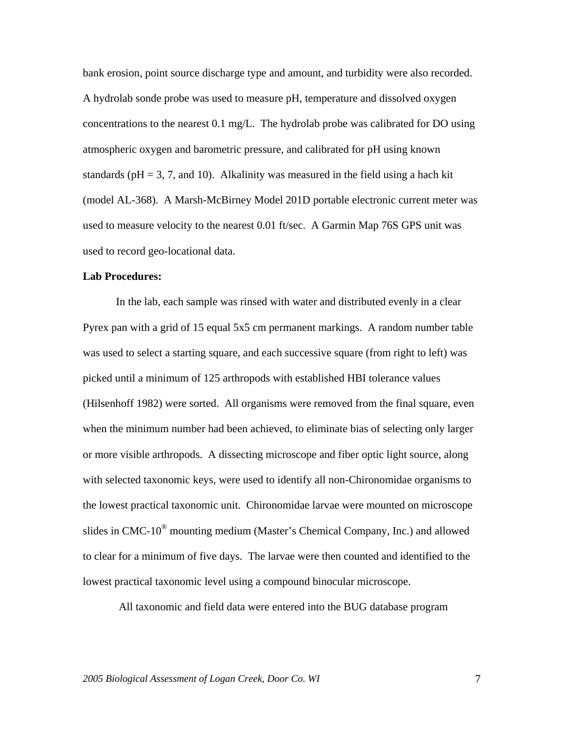bank erosion, point source discharge type and amount, and turbidity were also recorded. A hydrolab sonde probe was used to measure pH, temperature and dissolved oxygen concentrations to the nearest 0.1 mg/L. The hydrolab probe was calibrated for DO using atmospheric oxygen and barometric pressure, and calibrated for pH using known standards (pH = 3, 7, and 10). Alkalinity was measured in the field using a hach kit (model AL-368). A Marsh-McBirney Model 201D portable electronic current meter was used to measure velocity to the nearest 0.01 ft/sec. A Garmin Map 76S GPS unit was used to record geo-locational data.

**Lab Procedures:**

In the lab, each sample was rinsed with water and distributed evenly in a clear Pyrex pan with a grid of 15 equal 5x5 cm permanent markings. A random number table was used to select a starting square, and each successive square (from right to left) was picked until a minimum of 125 arthropods with established HBI tolerance values (Hilsenhoff 1982) were sorted. All organisms were removed from the final square, even when the minimum number had been achieved, to eliminate bias of selecting only larger or more visible arthropods. A dissecting microscope and fiber optic light source, along with selected taxonomic keys, were used to identify all non-Chironomidae organisms to the lowest practical taxonomic unit. Chironomidae larvae were mounted on microscope slides in CMC-10® mounting medium (Master's Chemical Company, Inc.) and allowed to clear for a minimum of five days. The larvae were then counted and identified to the lowest practical taxonomic level using a compound binocular microscope.

All taxonomic and field data were entered into the BUG database program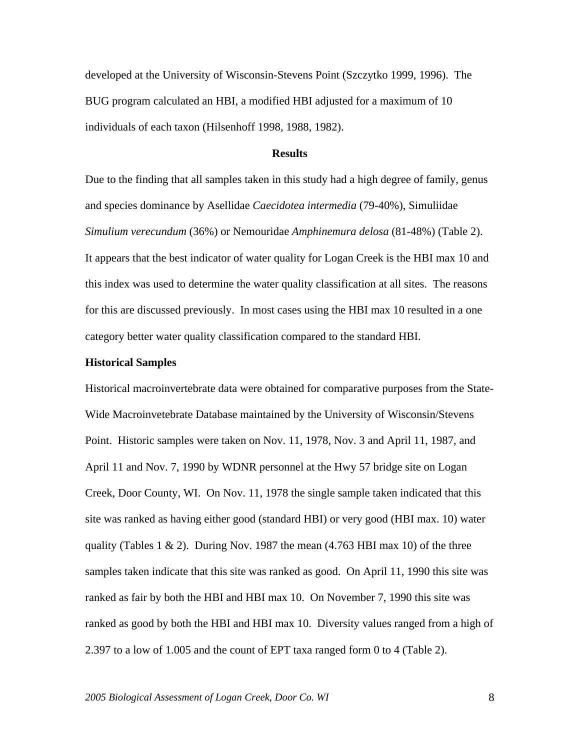developed at the University of Wisconsin-Stevens Point (Szczytko 1999, 1996). The BUG program calculated an HBI, a modified HBI adjusted for a maximum of 10 individuals of each taxon (Hilsenhoff 1998, 1988, 1982).

## Results

Due to the finding that all samples taken in this study had a high degree of family, genus and species dominance by Asellidae *Caecidotea intermedia* (79-40%), Simuliidae *Simulium verecundum* (36%) or Nemouridae *Amphinemura delosa* (81-48%) (Table 2). It appears that the best indicator of water quality for Logan Creek is the HBI max 10 and this index was used to determine the water quality classification at all sites. The reasons for this are discussed previously. In most cases using the HBI max 10 resulted in a one category better water quality classification compared to the standard HBI.

### Historical Samples

Historical macroinvertebrate data were obtained for comparative purposes from the State-Wide Macroinvetebrate Database maintained by the University of Wisconsin/Stevens Point. Historic samples were taken on Nov. 11, 1978, Nov. 3 and April 11, 1987, and April 11 and Nov. 7, 1990 by WDNR personnel at the Hwy 57 bridge site on Logan Creek, Door County, WI. On Nov. 11, 1978 the single sample taken indicated that this site was ranked as having either good (standard HBI) or very good (HBI max. 10) water quality (Tables 1 & 2). During Nov. 1987 the mean (4.763 HBI max 10) of the three samples taken indicate that this site was ranked as good. On April 11, 1990 this site was ranked as fair by both the HBI and HBI max 10. On November 7, 1990 this site was ranked as good by both the HBI and HBI max 10. Diversity values ranged from a high of 2.397 to a low of 1.005 and the count of EPT taxa ranged form 0 to 4 (Table 2).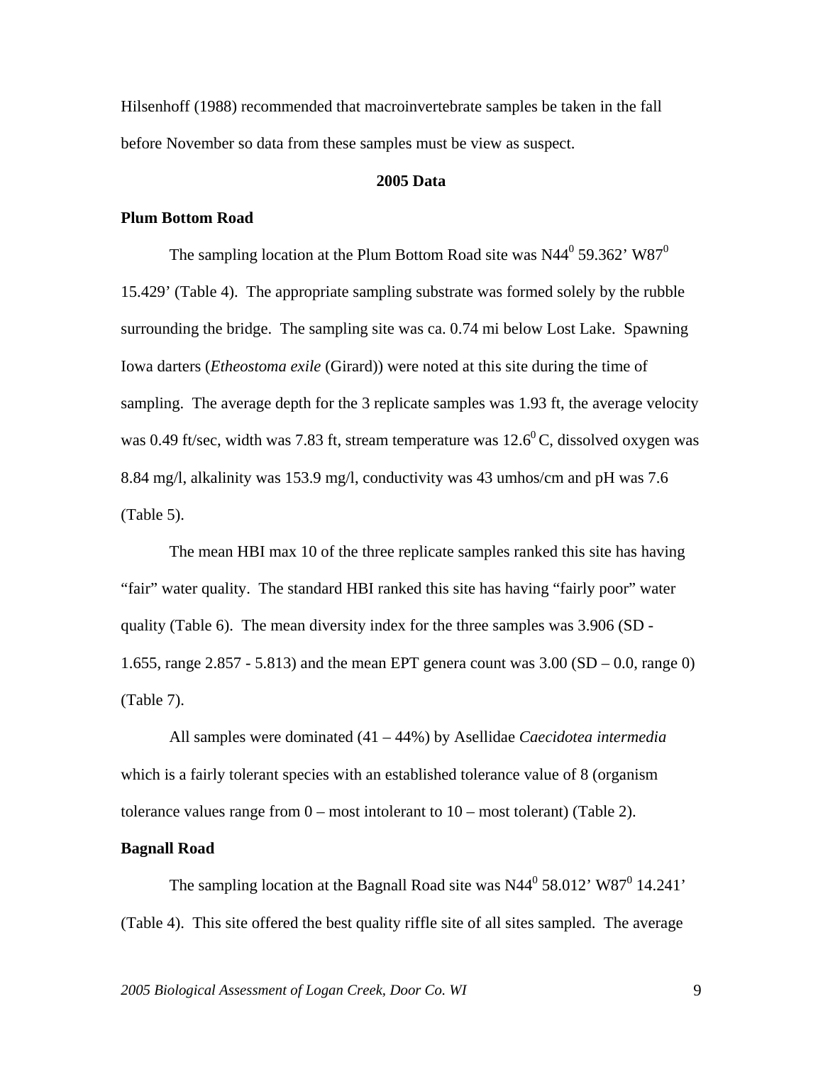Hilsenhoff (1988) recommended that macroinvertebrate samples be taken in the fall before November so data from these samples must be view as suspect.

## 2005 Data

### Plum Bottom Road

The sampling location at the Plum Bottom Road site was N44$^0$ 59.362' W87$^0$ 15.429' (Table 4). The appropriate sampling substrate was formed solely by the rubble surrounding the bridge. The sampling site was ca. 0.74 mi below Lost Lake. Spawning Iowa darters (*Etheostoma exile* (Girard)) were noted at this site during the time of sampling. The average depth for the 3 replicate samples was 1.93 ft, the average velocity was 0.49 ft/sec, width was 7.83 ft, stream temperature was 12.6$^0$ C, dissolved oxygen was 8.84 mg/l, alkalinity was 153.9 mg/l, conductivity was 43 umhos/cm and pH was 7.6 (Table 5).

The mean HBI max 10 of the three replicate samples ranked this site has having "fair" water quality. The standard HBI ranked this site has having "fairly poor" water quality (Table 6). The mean diversity index for the three samples was 3.906 (SD - 1.655, range 2.857 - 5.813) and the mean EPT genera count was 3.00 (SD – 0.0, range 0) (Table 7).

All samples were dominated (41 – 44%) by Asellidae *Caecidotea intermedia* which is a fairly tolerant species with an established tolerance value of 8 (organism tolerance values range from 0 – most intolerant to 10 – most tolerant) (Table 2).

### Bagnall Road

The sampling location at the Bagnall Road site was N44$^0$ 58.012' W87$^0$ 14.241' (Table 4). This site offered the best quality riffle site of all sites sampled. The average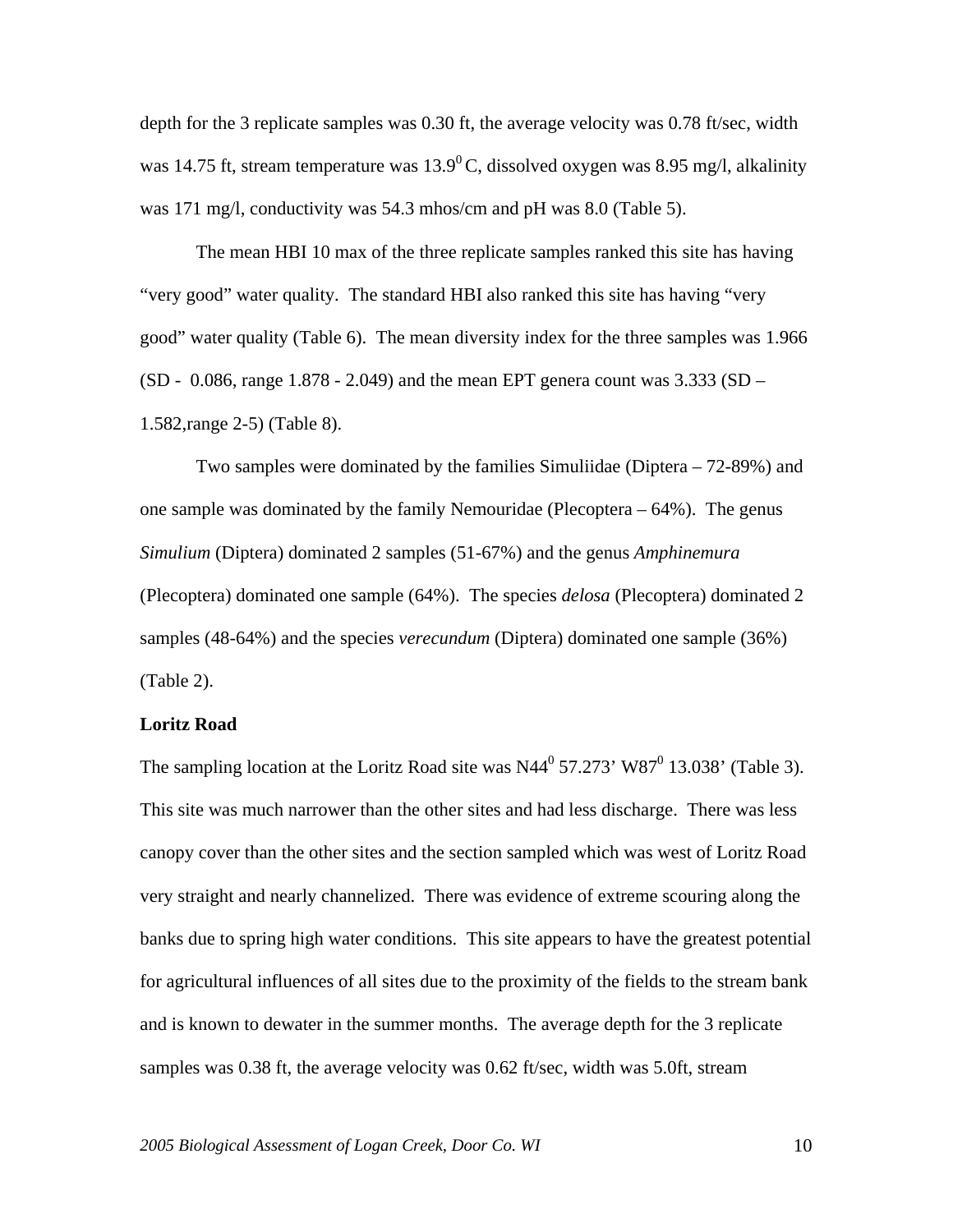depth for the 3 replicate samples was 0.30 ft, the average velocity was 0.78 ft/sec, width was 14.75 ft, stream temperature was $13.9^0$ C, dissolved oxygen was 8.95 mg/l, alkalinity was 171 mg/l, conductivity was 54.3 mhos/cm and pH was 8.0 (Table 5).

The mean HBI 10 max of the three replicate samples ranked this site has having "very good" water quality. The standard HBI also ranked this site has having "very good" water quality (Table 6). The mean diversity index for the three samples was 1.966 (SD - 0.086, range 1.878 - 2.049) and the mean EPT genera count was 3.333 (SD – 1.582,range 2-5) (Table 8).

Two samples were dominated by the families Simuliidae (Diptera – 72-89%) and one sample was dominated by the family Nemouridae (Plecoptera – 64%). The genus *Simulium* (Diptera) dominated 2 samples (51-67%) and the genus *Amphinemura* (Plecoptera) dominated one sample (64%). The species *delosa* (Plecoptera) dominated 2 samples (48-64%) and the species *verecundum* (Diptera) dominated one sample (36%) (Table 2).

**Loritz Road**

The sampling location at the Loritz Road site was N$44^0$ 57.273' W$87^0$ 13.038' (Table 3). This site was much narrower than the other sites and had less discharge. There was less canopy cover than the other sites and the section sampled which was west of Loritz Road very straight and nearly channelized. There was evidence of extreme scouring along the banks due to spring high water conditions. This site appears to have the greatest potential for agricultural influences of all sites due to the proximity of the fields to the stream bank and is known to dewater in the summer months. The average depth for the 3 replicate samples was 0.38 ft, the average velocity was 0.62 ft/sec, width was 5.0ft, stream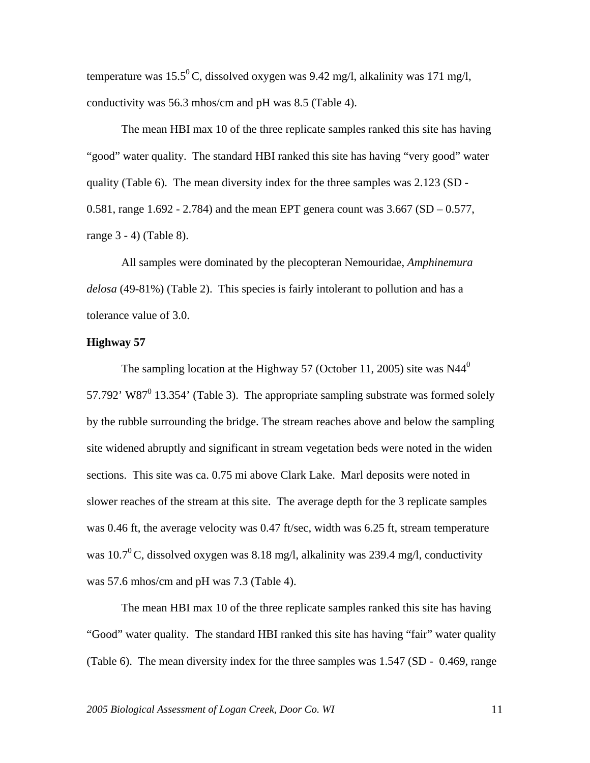temperature was $15.5^0$ C, dissolved oxygen was 9.42 mg/l, alkalinity was 171 mg/l, conductivity was 56.3 mhos/cm and pH was 8.5 (Table 4).

The mean HBI max 10 of the three replicate samples ranked this site has having "good" water quality. The standard HBI ranked this site has having "very good" water quality (Table 6). The mean diversity index for the three samples was 2.123 (SD - 0.581, range 1.692 - 2.784) and the mean EPT genera count was 3.667 (SD – 0.577, range 3 - 4) (Table 8).

All samples were dominated by the plecopteran Nemouridae, *Amphinemura delosa* (49-81%) (Table 2). This species is fairly intolerant to pollution and has a tolerance value of 3.0.

**Highway 57**

The sampling location at the Highway 57 (October 11, 2005) site was $N44^0$ 57.792' $W87^0$ 13.354' (Table 3). The appropriate sampling substrate was formed solely by the rubble surrounding the bridge. The stream reaches above and below the sampling site widened abruptly and significant in stream vegetation beds were noted in the widen sections. This site was ca. 0.75 mi above Clark Lake. Marl deposits were noted in slower reaches of the stream at this site. The average depth for the 3 replicate samples was 0.46 ft, the average velocity was 0.47 ft/sec, width was 6.25 ft, stream temperature was $10.7^0$ C, dissolved oxygen was 8.18 mg/l, alkalinity was 239.4 mg/l, conductivity was 57.6 mhos/cm and pH was 7.3 (Table 4).

The mean HBI max 10 of the three replicate samples ranked this site has having "Good" water quality. The standard HBI ranked this site has having "fair" water quality (Table 6). The mean diversity index for the three samples was 1.547 (SD - 0.469, range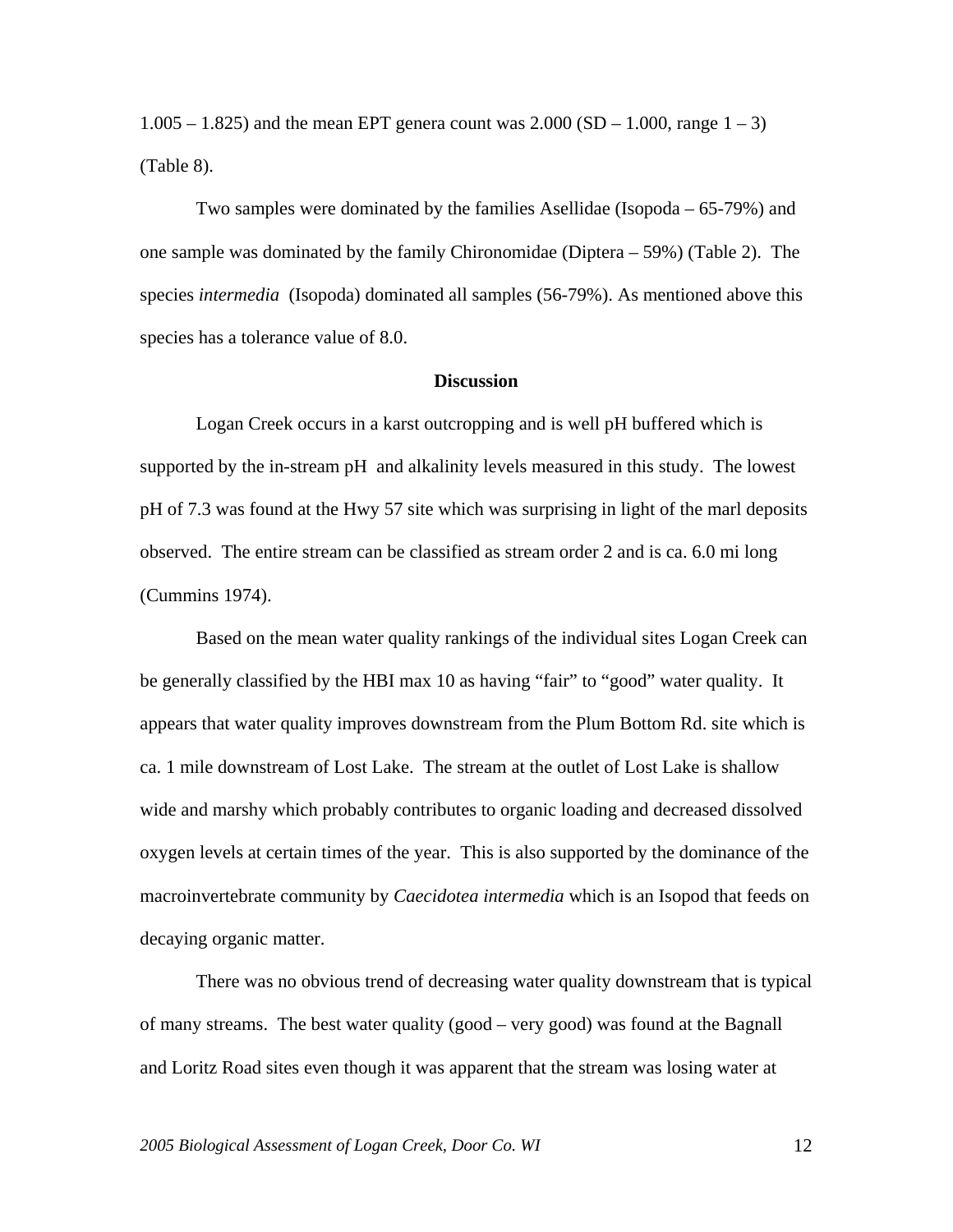1.005 – 1.825) and the mean EPT genera count was 2.000 (SD – 1.000, range 1 – 3) (Table 8).

Two samples were dominated by the families Asellidae (Isopoda – 65-79%) and one sample was dominated by the family Chironomidae (Diptera – 59%) (Table 2). The species *intermedia* (Isopoda) dominated all samples (56-79%). As mentioned above this species has a tolerance value of 8.0.

**Discussion**

Logan Creek occurs in a karst outcropping and is well pH buffered which is supported by the in-stream pH and alkalinity levels measured in this study. The lowest pH of 7.3 was found at the Hwy 57 site which was surprising in light of the marl deposits observed. The entire stream can be classified as stream order 2 and is ca. 6.0 mi long (Cummins 1974).

Based on the mean water quality rankings of the individual sites Logan Creek can be generally classified by the HBI max 10 as having "fair" to "good" water quality. It appears that water quality improves downstream from the Plum Bottom Rd. site which is ca. 1 mile downstream of Lost Lake. The stream at the outlet of Lost Lake is shallow wide and marshy which probably contributes to organic loading and decreased dissolved oxygen levels at certain times of the year. This is also supported by the dominance of the macroinvertebrate community by *Caecidotea intermedia* which is an Isopod that feeds on decaying organic matter.

There was no obvious trend of decreasing water quality downstream that is typical of many streams. The best water quality (good – very good) was found at the Bagnall and Loritz Road sites even though it was apparent that the stream was losing water at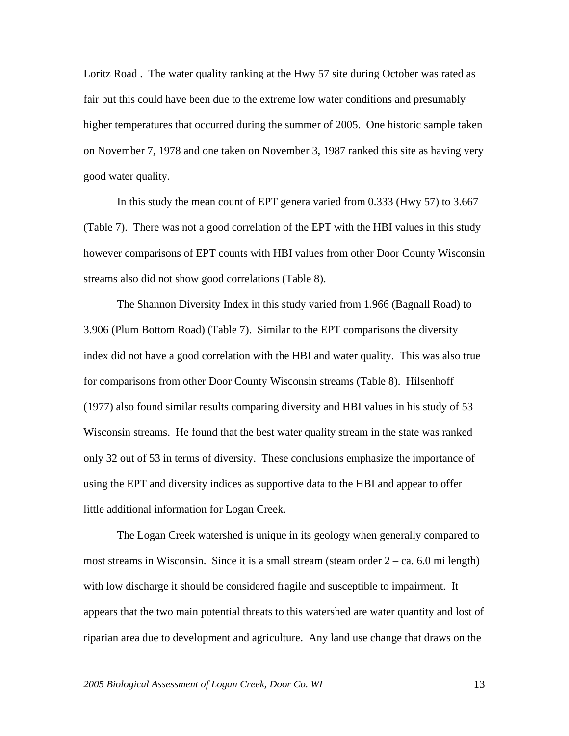Loritz Road . The water quality ranking at the Hwy 57 site during October was rated as fair but this could have been due to the extreme low water conditions and presumably higher temperatures that occurred during the summer of 2005. One historic sample taken on November 7, 1978 and one taken on November 3, 1987 ranked this site as having very good water quality.

In this study the mean count of EPT genera varied from 0.333 (Hwy 57) to 3.667 (Table 7). There was not a good correlation of the EPT with the HBI values in this study however comparisons of EPT counts with HBI values from other Door County Wisconsin streams also did not show good correlations (Table 8).

The Shannon Diversity Index in this study varied from 1.966 (Bagnall Road) to 3.906 (Plum Bottom Road) (Table 7). Similar to the EPT comparisons the diversity index did not have a good correlation with the HBI and water quality. This was also true for comparisons from other Door County Wisconsin streams (Table 8). Hilsenhoff (1977) also found similar results comparing diversity and HBI values in his study of 53 Wisconsin streams. He found that the best water quality stream in the state was ranked only 32 out of 53 in terms of diversity. These conclusions emphasize the importance of using the EPT and diversity indices as supportive data to the HBI and appear to offer little additional information for Logan Creek.

The Logan Creek watershed is unique in its geology when generally compared to most streams in Wisconsin. Since it is a small stream (steam order 2 – ca. 6.0 mi length) with low discharge it should be considered fragile and susceptible to impairment. It appears that the two main potential threats to this watershed are water quantity and lost of riparian area due to development and agriculture. Any land use change that draws on the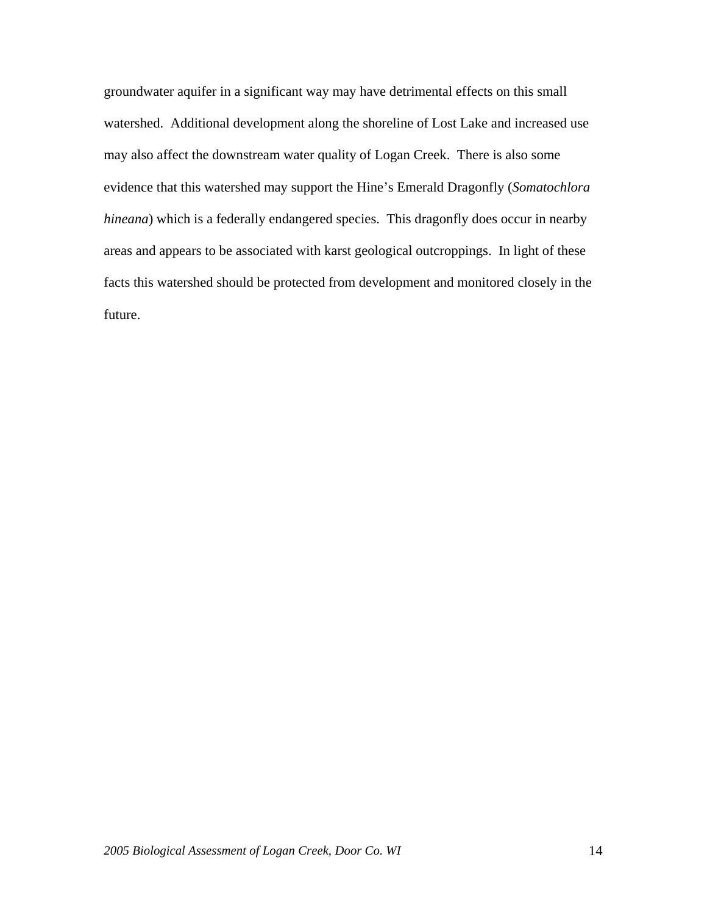groundwater aquifer in a significant way may have detrimental effects on this small watershed. Additional development along the shoreline of Lost Lake and increased use may also affect the downstream water quality of Logan Creek. There is also some evidence that this watershed may support the Hine's Emerald Dragonfly (*Somatochlora hineana*) which is a federally endangered species. This dragonfly does occur in nearby areas and appears to be associated with karst geological outcroppings. In light of these facts this watershed should be protected from development and monitored closely in the future.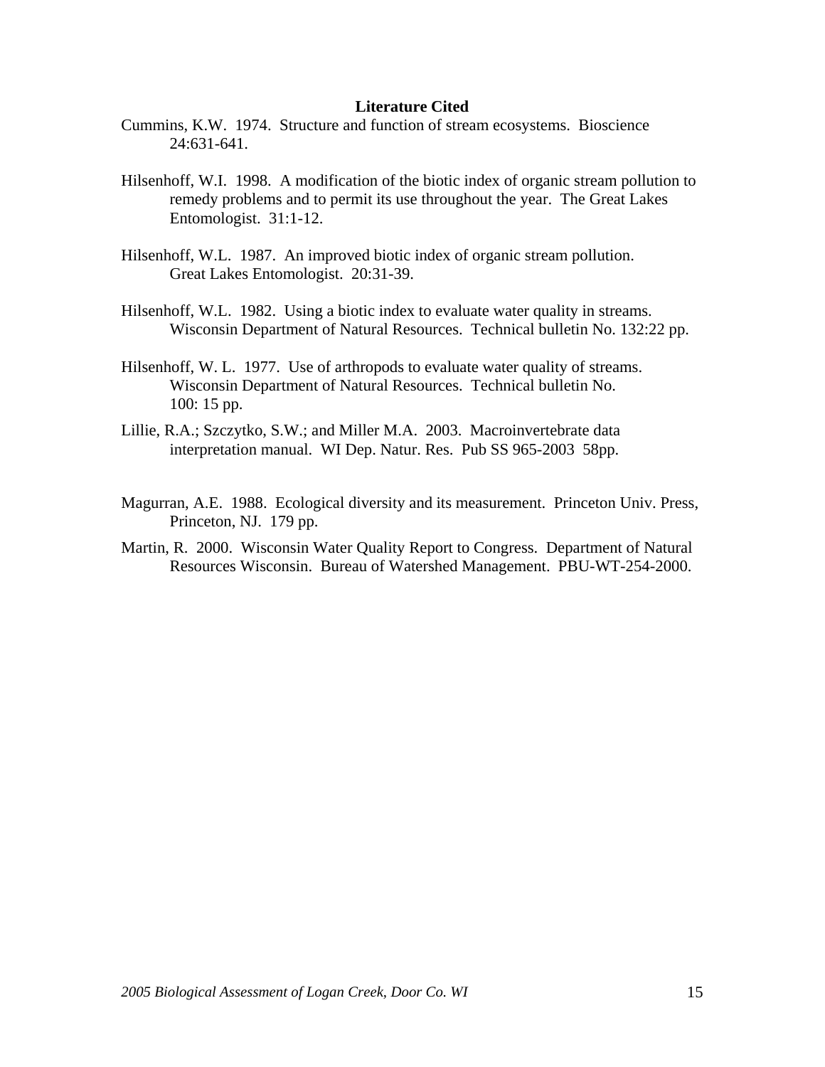**Literature Cited**

Cummins, K.W. 1974. Structure and function of stream ecosystems. Bioscience 24:631-641.

Hilsenhoff, W.I. 1998. A modification of the biotic index of organic stream pollution to remedy problems and to permit its use throughout the year. The Great Lakes Entomologist. 31:1-12.

Hilsenhoff, W.L. 1987. An improved biotic index of organic stream pollution. Great Lakes Entomologist. 20:31-39.

Hilsenhoff, W.L. 1982. Using a biotic index to evaluate water quality in streams. Wisconsin Department of Natural Resources. Technical bulletin No. 132:22 pp.

Hilsenhoff, W. L. 1977. Use of arthropods to evaluate water quality of streams. Wisconsin Department of Natural Resources. Technical bulletin No. 100: 15 pp.

Lillie, R.A.; Szczytko, S.W.; and Miller M.A. 2003. Macroinvertebrate data interpretation manual. WI Dep. Natur. Res. Pub SS 965-2003 58pp.

Magurran, A.E. 1988. Ecological diversity and its measurement. Princeton Univ. Press, Princeton, NJ. 179 pp.

Martin, R. 2000. Wisconsin Water Quality Report to Congress. Department of Natural Resources Wisconsin. Bureau of Watershed Management. PBU-WT-254-2000.